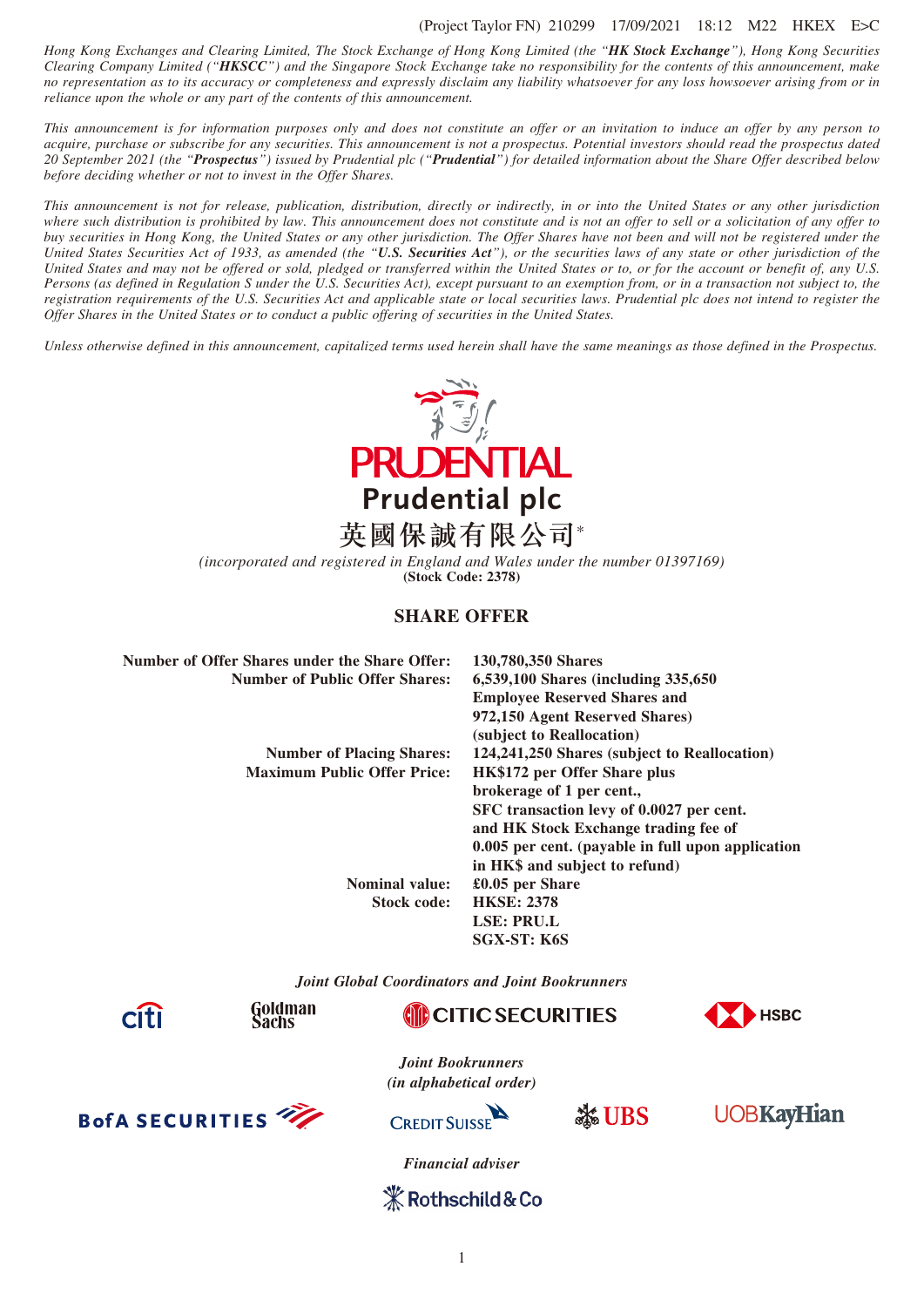*Hong Kong Exchanges and Clearing Limited, The Stock Exchange of Hong Kong Limited (the "**HK Stock Exchange**"), Hong Kong Securities Clearing Company Limited ("**HKSCC**") and the Singapore Stock Exchange take no responsibility for the contents of this announcement, make no representation as to its accuracy or completeness and expressly disclaim any liability whatsoever for any loss howsoever arising from or in reliance upon the whole or any part of the contents of this announcement.*

*This announcement is for information purposes only and does not constitute an offer or an invitation to induce an offer by any person to acquire, purchase or subscribe for any securities. This announcement is not a prospectus. Potential investors should read the prospectus dated 20 September 2021 (the "**Prospectus**") issued by Prudential plc ("**Prudential**") for detailed information about the Share Offer described below before deciding whether or not to invest in the Offer Shares.*

*This announcement is not for release, publication, distribution, directly or indirectly, in or into the United States or any other jurisdiction where such distribution is prohibited by law. This announcement does not constitute and is not an offer to sell or a solicitation of any offer to buy securities in Hong Kong, the United States or any other jurisdiction. The Offer Shares have not been and will not be registered under the United States Securities Act of 1933, as amended (the "**U.S. Securities Act**"), or the securities laws of any state or other jurisdiction of the United States and may not be offered or sold, pledged or transferred within the United States or to, or for the account or benefit of, any U.S. Persons (as defined in Regulation S under the U.S. Securities Act), except pursuant to an exemption from, or in a transaction not subject to, the registration requirements of the U.S. Securities Act and applicable state or local securities laws. Prudential plc does not intend to register the Offer Shares in the United States or to conduct a public offering of securities in the United States.*

*Unless otherwise defined in this announcement, capitalized terms used herein shall have the same meanings as those defined in the Prospectus.*

# PRUDENTIAL

## Prudential plc

## 英國保誠有限公司*

*(incorporated and registered in England and Wales under the number 01397169)*
**(Stock Code: 2378)**

## SHARE OFFER

| | |
|---|---|
| **Number of Offer Shares under the Share Offer:** | **130,780,350 Shares** |
| **Number of Public Offer Shares:** | **6,539,100 Shares (including 335,650 Employee Reserved Shares and 972,150 Agent Reserved Shares) (subject to Reallocation)** |
| **Number of Placing Shares:** | **124,241,250 Shares (subject to Reallocation)** |
| **Maximum Public Offer Price:** | **HK$172 per Offer Share plus brokerage of 1 per cent., SFC transaction levy of 0.0027 per cent. and HK Stock Exchange trading fee of 0.005 per cent. (payable in full upon application in HK$ and subject to refund)** |
| **Nominal value:** | **£0.05 per Share** |
| **Stock code:** | **HKSE: 2378** |
| | **LSE: PRU.L** |
| | **SGX-ST: K6S** |

*Joint Global Coordinators and Joint Bookrunners*

citi | Goldman Sachs | CITIC SECURITIES | HSBC

*Joint Bookrunners*
*(in alphabetical order)*

BofA SECURITIES | CREDIT SUISSE | UBS | UOBKayHian

*Financial adviser*

Rothschild & Co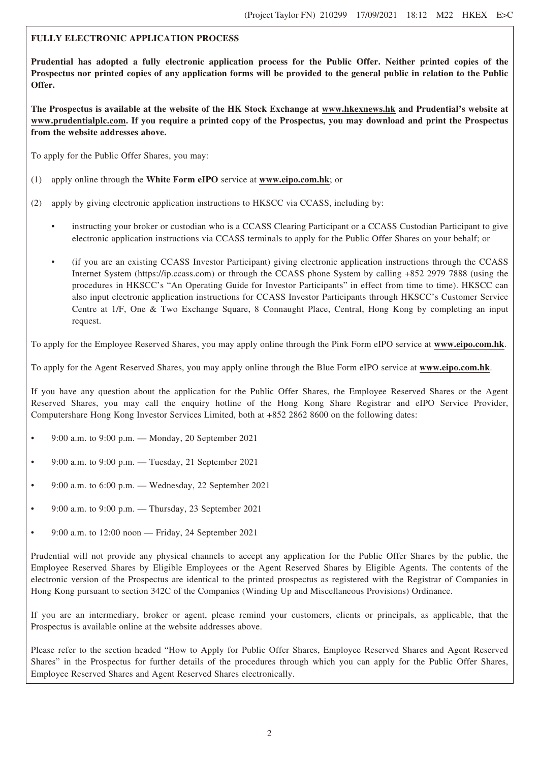**FULLY ELECTRONIC APPLICATION PROCESS**

**Prudential has adopted a fully electronic application process for the Public Offer. Neither printed copies of the Prospectus nor printed copies of any application forms will be provided to the general public in relation to the Public Offer.**

**The Prospectus is available at the website of the HK Stock Exchange at www.hkexnews.hk and Prudential's website at www.prudentialplc.com. If you require a printed copy of the Prospectus, you may download and print the Prospectus from the website addresses above.**

To apply for the Public Offer Shares, you may:

(1) apply online through the **White Form eIPO** service at **www.eipo.com.hk**; or

(2) apply by giving electronic application instructions to HKSCC via CCASS, including by:

- instructing your broker or custodian who is a CCASS Clearing Participant or a CCASS Custodian Participant to give electronic application instructions via CCASS terminals to apply for the Public Offer Shares on your behalf; or

- (if you are an existing CCASS Investor Participant) giving electronic application instructions through the CCASS Internet System (https://ip.ccass.com) or through the CCASS phone System by calling +852 2979 7888 (using the procedures in HKSCC's "An Operating Guide for Investor Participants" in effect from time to time). HKSCC can also input electronic application instructions for CCASS Investor Participants through HKSCC's Customer Service Centre at 1/F, One & Two Exchange Square, 8 Connaught Place, Central, Hong Kong by completing an input request.

To apply for the Employee Reserved Shares, you may apply online through the Pink Form eIPO service at **www.eipo.com.hk**.

To apply for the Agent Reserved Shares, you may apply online through the Blue Form eIPO service at **www.eipo.com.hk**.

If you have any question about the application for the Public Offer Shares, the Employee Reserved Shares or the Agent Reserved Shares, you may call the enquiry hotline of the Hong Kong Share Registrar and eIPO Service Provider, Computershare Hong Kong Investor Services Limited, both at +852 2862 8600 on the following dates:

- 9:00 a.m. to 9:00 p.m. — Monday, 20 September 2021
- 9:00 a.m. to 9:00 p.m. — Tuesday, 21 September 2021
- 9:00 a.m. to 6:00 p.m. — Wednesday, 22 September 2021
- 9:00 a.m. to 9:00 p.m. — Thursday, 23 September 2021
- 9:00 a.m. to 12:00 noon — Friday, 24 September 2021

Prudential will not provide any physical channels to accept any application for the Public Offer Shares by the public, the Employee Reserved Shares by Eligible Employees or the Agent Reserved Shares by Eligible Agents. The contents of the electronic version of the Prospectus are identical to the printed prospectus as registered with the Registrar of Companies in Hong Kong pursuant to section 342C of the Companies (Winding Up and Miscellaneous Provisions) Ordinance.

If you are an intermediary, broker or agent, please remind your customers, clients or principals, as applicable, that the Prospectus is available online at the website addresses above.

Please refer to the section headed "How to Apply for Public Offer Shares, Employee Reserved Shares and Agent Reserved Shares" in the Prospectus for further details of the procedures through which you can apply for the Public Offer Shares, Employee Reserved Shares and Agent Reserved Shares electronically.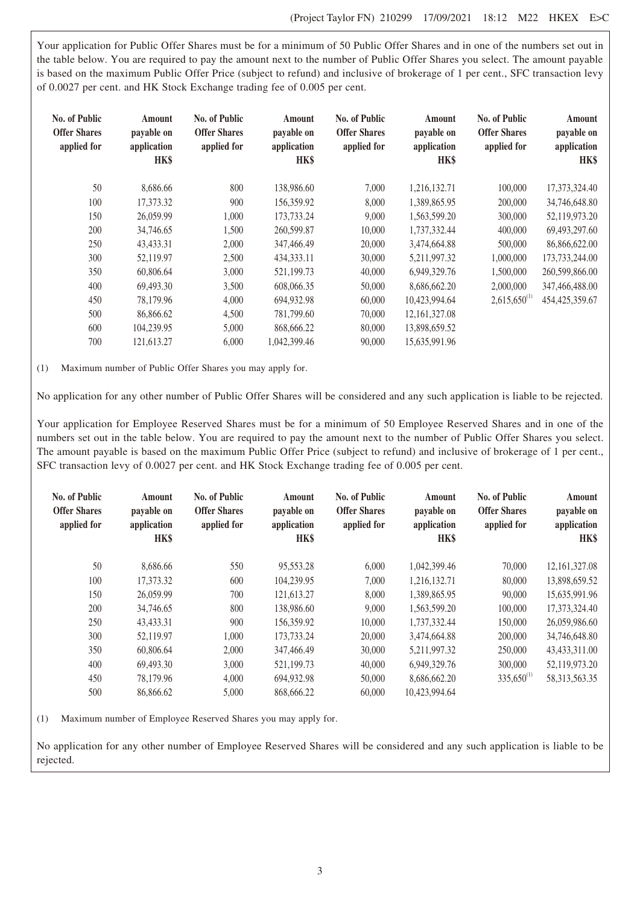Your application for Public Offer Shares must be for a minimum of 50 Public Offer Shares and in one of the numbers set out in the table below. You are required to pay the amount next to the number of Public Offer Shares you select. The amount payable is based on the maximum Public Offer Price (subject to refund) and inclusive of brokerage of 1 per cent., SFC transaction levy of 0.0027 per cent. and HK Stock Exchange trading fee of 0.005 per cent.

| No. of Public Offer Shares applied for | Amount payable on application HK$ | No. of Public Offer Shares applied for | Amount payable on application HK$ | No. of Public Offer Shares applied for | Amount payable on application HK$ | No. of Public Offer Shares applied for | Amount payable on application HK$ |
|---|---|---|---|---|---|---|---|
| 50 | 8,686.66 | 800 | 138,986.60 | 7,000 | 1,216,132.71 | 100,000 | 17,373,324.40 |
| 100 | 17,373.32 | 900 | 156,359.92 | 8,000 | 1,389,865.95 | 200,000 | 34,746,648.80 |
| 150 | 26,059.99 | 1,000 | 173,733.24 | 9,000 | 1,563,599.20 | 300,000 | 52,119,973.20 |
| 200 | 34,746.65 | 1,500 | 260,599.87 | 10,000 | 1,737,332.44 | 400,000 | 69,493,297.60 |
| 250 | 43,433.31 | 2,000 | 347,466.49 | 20,000 | 3,474,664.88 | 500,000 | 86,866,622.00 |
| 300 | 52,119.97 | 2,500 | 434,333.11 | 30,000 | 5,211,997.32 | 1,000,000 | 173,733,244.00 |
| 350 | 60,806.64 | 3,000 | 521,199.73 | 40,000 | 6,949,329.76 | 1,500,000 | 260,599,866.00 |
| 400 | 69,493.30 | 3,500 | 608,066.35 | 50,000 | 8,686,662.20 | 2,000,000 | 347,466,488.00 |
| 450 | 78,179.96 | 4,000 | 694,932.98 | 60,000 | 10,423,994.64 | 2,615,650[(1)] | 454,425,359.67 |
| 500 | 86,866.62 | 4,500 | 781,799.60 | 70,000 | 12,161,327.08 | | |
| 600 | 104,239.95 | 5,000 | 868,666.22 | 80,000 | 13,898,659.52 | | |
| 700 | 121,613.27 | 6,000 | 1,042,399.46 | 90,000 | 15,635,991.96 | | |

(1) Maximum number of Public Offer Shares you may apply for.

No application for any other number of Public Offer Shares will be considered and any such application is liable to be rejected.

Your application for Employee Reserved Shares must be for a minimum of 50 Employee Reserved Shares and in one of the numbers set out in the table below. You are required to pay the amount next to the number of Public Offer Shares you select. The amount payable is based on the maximum Public Offer Price (subject to refund) and inclusive of brokerage of 1 per cent., SFC transaction levy of 0.0027 per cent. and HK Stock Exchange trading fee of 0.005 per cent.

| No. of Public Offer Shares applied for | Amount payable on application HK$ | No. of Public Offer Shares applied for | Amount payable on application HK$ | No. of Public Offer Shares applied for | Amount payable on application HK$ | No. of Public Offer Shares applied for | Amount payable on application HK$ |
|---|---|---|---|---|---|---|---|
| 50 | 8,686.66 | 550 | 95,553.28 | 6,000 | 1,042,399.46 | 70,000 | 12,161,327.08 |
| 100 | 17,373.32 | 600 | 104,239.95 | 7,000 | 1,216,132.71 | 80,000 | 13,898,659.52 |
| 150 | 26,059.99 | 700 | 121,613.27 | 8,000 | 1,389,865.95 | 90,000 | 15,635,991.96 |
| 200 | 34,746.65 | 800 | 138,986.60 | 9,000 | 1,563,599.20 | 100,000 | 17,373,324.40 |
| 250 | 43,433.31 | 900 | 156,359.92 | 10,000 | 1,737,332.44 | 150,000 | 26,059,986.60 |
| 300 | 52,119.97 | 1,000 | 173,733.24 | 20,000 | 3,474,664.88 | 200,000 | 34,746,648.80 |
| 350 | 60,806.64 | 2,000 | 347,466.49 | 30,000 | 5,211,997.32 | 250,000 | 43,433,311.00 |
| 400 | 69,493.30 | 3,000 | 521,199.73 | 40,000 | 6,949,329.76 | 300,000 | 52,119,973.20 |
| 450 | 78,179.96 | 4,000 | 694,932.98 | 50,000 | 8,686,662.20 | 335,650[(1)] | 58,313,563.35 |
| 500 | 86,866.62 | 5,000 | 868,666.22 | 60,000 | 10,423,994.64 | | |

(1) Maximum number of Employee Reserved Shares you may apply for.

No application for any other number of Employee Reserved Shares will be considered and any such application is liable to be rejected.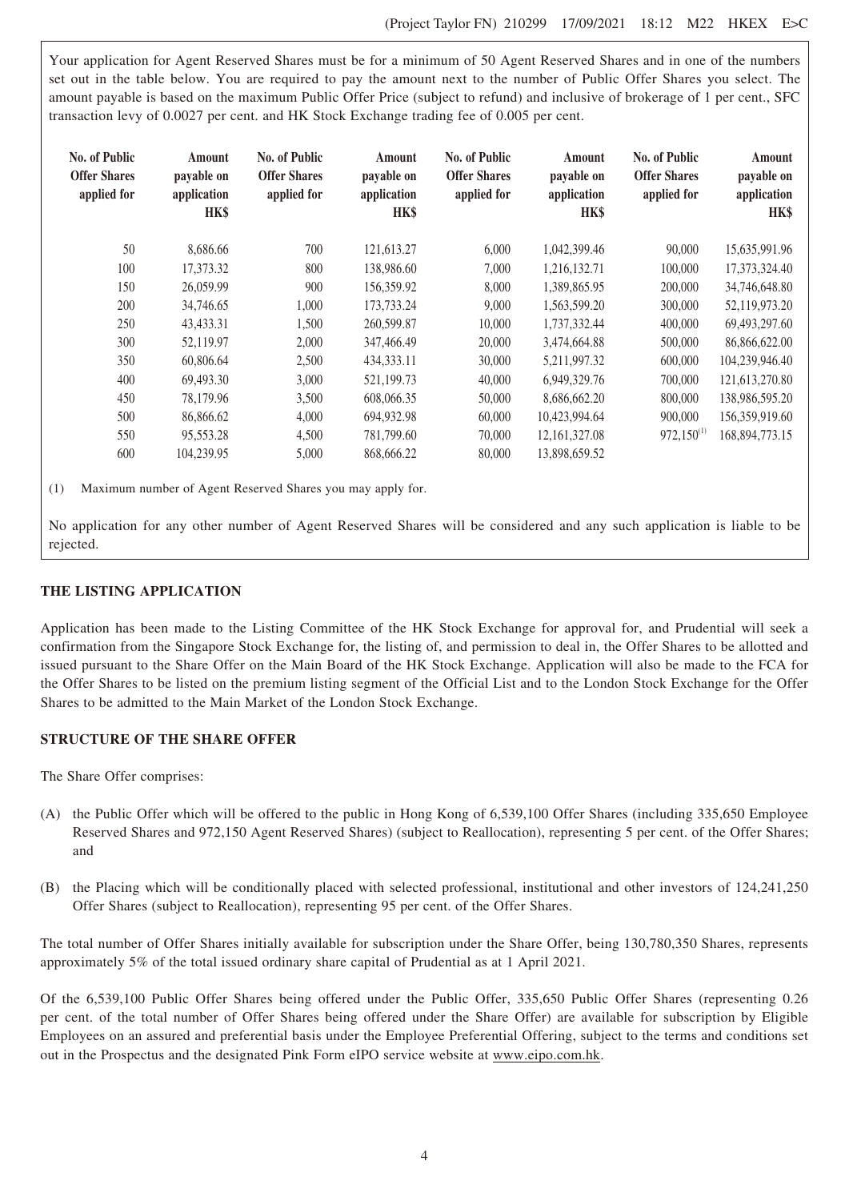Your application for Agent Reserved Shares must be for a minimum of 50 Agent Reserved Shares and in one of the numbers set out in the table below. You are required to pay the amount next to the number of Public Offer Shares you select. The amount payable is based on the maximum Public Offer Price (subject to refund) and inclusive of brokerage of 1 per cent., SFC transaction levy of 0.0027 per cent. and HK Stock Exchange trading fee of 0.005 per cent.

| No. of Public Offer Shares applied for | Amount payable on application HK$ | No. of Public Offer Shares applied for | Amount payable on application HK$ | No. of Public Offer Shares applied for | Amount payable on application HK$ | No. of Public Offer Shares applied for | Amount payable on application HK$ |
|---|---|---|---|---|---|---|---|
| 50 | 8,686.66 | 700 | 121,613.27 | 6,000 | 1,042,399.46 | 90,000 | 15,635,991.96 |
| 100 | 17,373.32 | 800 | 138,986.60 | 7,000 | 1,216,132.71 | 100,000 | 17,373,324.40 |
| 150 | 26,059.99 | 900 | 156,359.92 | 8,000 | 1,389,865.95 | 200,000 | 34,746,648.80 |
| 200 | 34,746.65 | 1,000 | 173,733.24 | 9,000 | 1,563,599.20 | 300,000 | 52,119,973.20 |
| 250 | 43,433.31 | 1,500 | 260,599.87 | 10,000 | 1,737,332.44 | 400,000 | 69,493,297.60 |
| 300 | 52,119.97 | 2,000 | 347,466.49 | 20,000 | 3,474,664.88 | 500,000 | 86,866,622.00 |
| 350 | 60,806.64 | 2,500 | 434,333.11 | 30,000 | 5,211,997.32 | 600,000 | 104,239,946.40 |
| 400 | 69,493.30 | 3,000 | 521,199.73 | 40,000 | 6,949,329.76 | 700,000 | 121,613,270.80 |
| 450 | 78,179.96 | 3,500 | 608,066.35 | 50,000 | 8,686,662.20 | 800,000 | 138,986,595.20 |
| 500 | 86,866.62 | 4,000 | 694,932.98 | 60,000 | 10,423,994.64 | 900,000 | 156,359,919.60 |
| 550 | 95,553.28 | 4,500 | 781,799.60 | 70,000 | 12,161,327.08 | 972,150[1] | 168,894,773.15 |
| 600 | 104,239.95 | 5,000 | 868,666.22 | 80,000 | 13,898,659.52 | | |

(1) Maximum number of Agent Reserved Shares you may apply for.

No application for any other number of Agent Reserved Shares will be considered and any such application is liable to be rejected.

## THE LISTING APPLICATION

Application has been made to the Listing Committee of the HK Stock Exchange for approval for, and Prudential will seek a confirmation from the Singapore Stock Exchange for, the listing of, and permission to deal in, the Offer Shares to be allotted and issued pursuant to the Share Offer on the Main Board of the HK Stock Exchange. Application will also be made to the FCA for the Offer Shares to be listed on the premium listing segment of the Official List and to the London Stock Exchange for the Offer Shares to be admitted to the Main Market of the London Stock Exchange.

## STRUCTURE OF THE SHARE OFFER

The Share Offer comprises:

(A) the Public Offer which will be offered to the public in Hong Kong of 6,539,100 Offer Shares (including 335,650 Employee Reserved Shares and 972,150 Agent Reserved Shares) (subject to Reallocation), representing 5 per cent. of the Offer Shares; and

(B) the Placing which will be conditionally placed with selected professional, institutional and other investors of 124,241,250 Offer Shares (subject to Reallocation), representing 95 per cent. of the Offer Shares.

The total number of Offer Shares initially available for subscription under the Share Offer, being 130,780,350 Shares, represents approximately 5% of the total issued ordinary share capital of Prudential as at 1 April 2021.

Of the 6,539,100 Public Offer Shares being offered under the Public Offer, 335,650 Public Offer Shares (representing 0.26 per cent. of the total number of Offer Shares being offered under the Share Offer) are available for subscription by Eligible Employees on an assured and preferential basis under the Employee Preferential Offering, subject to the terms and conditions set out in the Prospectus and the designated Pink Form eIPO service website at www.eipo.com.hk.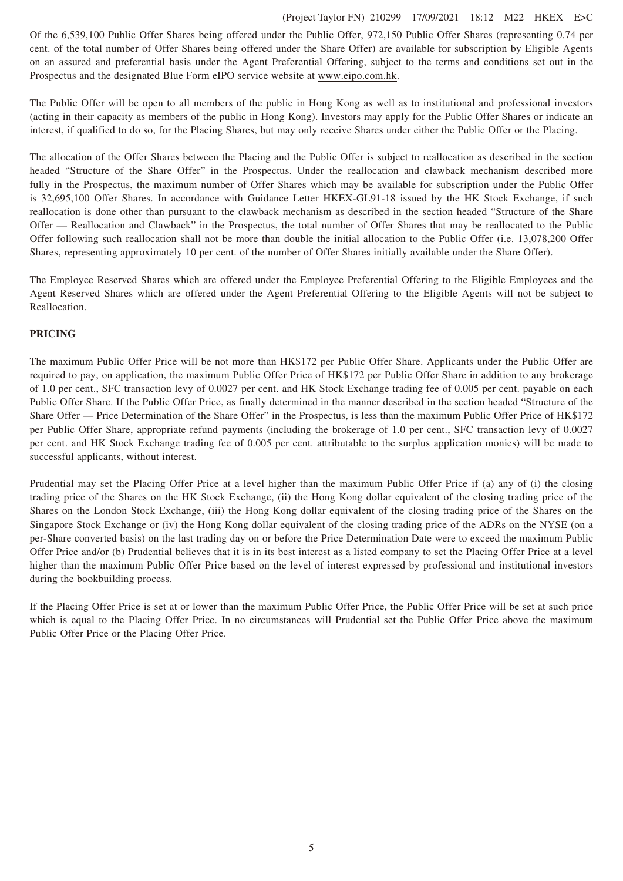Of the 6,539,100 Public Offer Shares being offered under the Public Offer, 972,150 Public Offer Shares (representing 0.74 per cent. of the total number of Offer Shares being offered under the Share Offer) are available for subscription by Eligible Agents on an assured and preferential basis under the Agent Preferential Offering, subject to the terms and conditions set out in the Prospectus and the designated Blue Form eIPO service website at www.eipo.com.hk.

The Public Offer will be open to all members of the public in Hong Kong as well as to institutional and professional investors (acting in their capacity as members of the public in Hong Kong). Investors may apply for the Public Offer Shares or indicate an interest, if qualified to do so, for the Placing Shares, but may only receive Shares under either the Public Offer or the Placing.

The allocation of the Offer Shares between the Placing and the Public Offer is subject to reallocation as described in the section headed "Structure of the Share Offer" in the Prospectus. Under the reallocation and clawback mechanism described more fully in the Prospectus, the maximum number of Offer Shares which may be available for subscription under the Public Offer is 32,695,100 Offer Shares. In accordance with Guidance Letter HKEX-GL91-18 issued by the HK Stock Exchange, if such reallocation is done other than pursuant to the clawback mechanism as described in the section headed "Structure of the Share Offer — Reallocation and Clawback" in the Prospectus, the total number of Offer Shares that may be reallocated to the Public Offer following such reallocation shall not be more than double the initial allocation to the Public Offer (i.e. 13,078,200 Offer Shares, representing approximately 10 per cent. of the number of Offer Shares initially available under the Share Offer).

The Employee Reserved Shares which are offered under the Employee Preferential Offering to the Eligible Employees and the Agent Reserved Shares which are offered under the Agent Preferential Offering to the Eligible Agents will not be subject to Reallocation.

**PRICING**

The maximum Public Offer Price will be not more than HK$172 per Public Offer Share. Applicants under the Public Offer are required to pay, on application, the maximum Public Offer Price of HK$172 per Public Offer Share in addition to any brokerage of 1.0 per cent., SFC transaction levy of 0.0027 per cent. and HK Stock Exchange trading fee of 0.005 per cent. payable on each Public Offer Share. If the Public Offer Price, as finally determined in the manner described in the section headed "Structure of the Share Offer — Price Determination of the Share Offer" in the Prospectus, is less than the maximum Public Offer Price of HK$172 per Public Offer Share, appropriate refund payments (including the brokerage of 1.0 per cent., SFC transaction levy of 0.0027 per cent. and HK Stock Exchange trading fee of 0.005 per cent. attributable to the surplus application monies) will be made to successful applicants, without interest.

Prudential may set the Placing Offer Price at a level higher than the maximum Public Offer Price if (a) any of (i) the closing trading price of the Shares on the HK Stock Exchange, (ii) the Hong Kong dollar equivalent of the closing trading price of the Shares on the London Stock Exchange, (iii) the Hong Kong dollar equivalent of the closing trading price of the Shares on the Singapore Stock Exchange or (iv) the Hong Kong dollar equivalent of the closing trading price of the ADRs on the NYSE (on a per-Share converted basis) on the last trading day on or before the Price Determination Date were to exceed the maximum Public Offer Price and/or (b) Prudential believes that it is in its best interest as a listed company to set the Placing Offer Price at a level higher than the maximum Public Offer Price based on the level of interest expressed by professional and institutional investors during the bookbuilding process.

If the Placing Offer Price is set at or lower than the maximum Public Offer Price, the Public Offer Price will be set at such price which is equal to the Placing Offer Price. In no circumstances will Prudential set the Public Offer Price above the maximum Public Offer Price or the Placing Offer Price.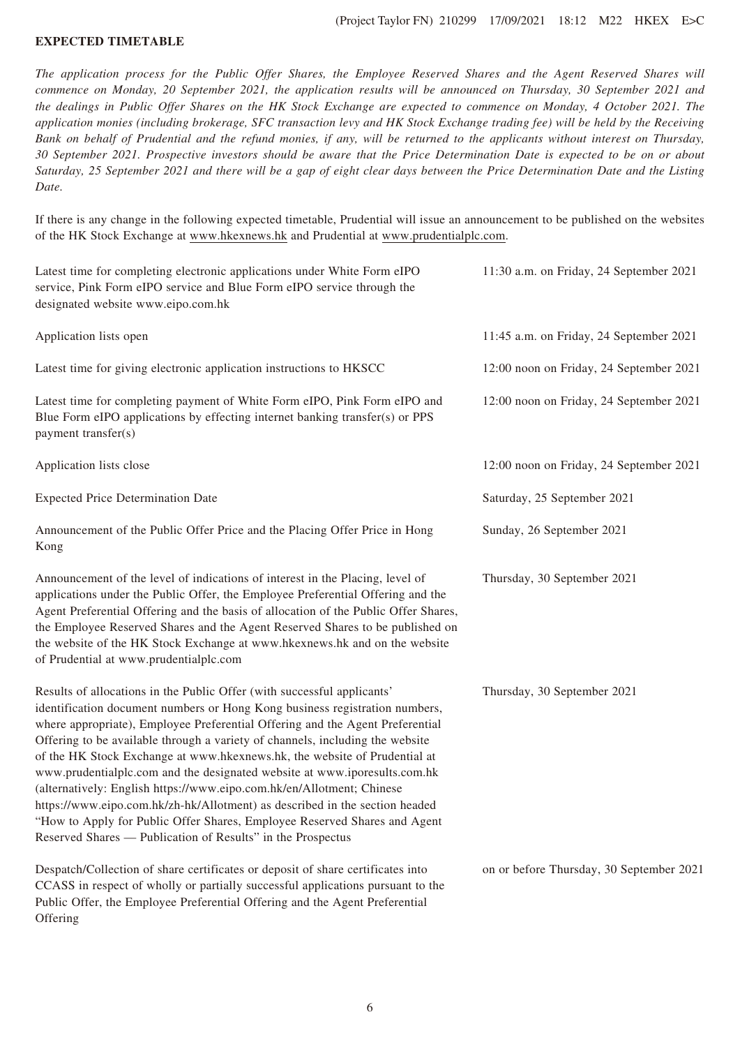## EXPECTED TIMETABLE

*The application process for the Public Offer Shares, the Employee Reserved Shares and the Agent Reserved Shares will commence on Monday, 20 September 2021, the application results will be announced on Thursday, 30 September 2021 and the dealings in Public Offer Shares on the HK Stock Exchange are expected to commence on Monday, 4 October 2021. The application monies (including brokerage, SFC transaction levy and HK Stock Exchange trading fee) will be held by the Receiving Bank on behalf of Prudential and the refund monies, if any, will be returned to the applicants without interest on Thursday, 30 September 2021. Prospective investors should be aware that the Price Determination Date is expected to be on or about Saturday, 25 September 2021 and there will be a gap of eight clear days between the Price Determination Date and the Listing Date.*

If there is any change in the following expected timetable, Prudential will issue an announcement to be published on the websites of the HK Stock Exchange at www.hkexnews.hk and Prudential at www.prudentialplc.com.

| | |
|---|---|
| Latest time for completing electronic applications under White Form eIPO service, Pink Form eIPO service and Blue Form eIPO service through the designated website www.eipo.com.hk | 11:30 a.m. on Friday, 24 September 2021 |
| Application lists open | 11:45 a.m. on Friday, 24 September 2021 |
| Latest time for giving electronic application instructions to HKSCC | 12:00 noon on Friday, 24 September 2021 |
| Latest time for completing payment of White Form eIPO, Pink Form eIPO and Blue Form eIPO applications by effecting internet banking transfer(s) or PPS payment transfer(s) | 12:00 noon on Friday, 24 September 2021 |
| Application lists close | 12:00 noon on Friday, 24 September 2021 |
| Expected Price Determination Date | Saturday, 25 September 2021 |
| Announcement of the Public Offer Price and the Placing Offer Price in Hong Kong | Sunday, 26 September 2021 |
| Announcement of the level of indications of interest in the Placing, level of applications under the Public Offer, the Employee Preferential Offering and the Agent Preferential Offering and the basis of allocation of the Public Offer Shares, the Employee Reserved Shares and the Agent Reserved Shares to be published on the website of the HK Stock Exchange at www.hkexnews.hk and on the website of Prudential at www.prudentialplc.com | Thursday, 30 September 2021 |
| Results of allocations in the Public Offer (with successful applicants' identification document numbers or Hong Kong business registration numbers, where appropriate), Employee Preferential Offering and the Agent Preferential Offering to be available through a variety of channels, including the website of the HK Stock Exchange at www.hkexnews.hk, the website of Prudential at www.prudentialplc.com and the designated website at www.iporesults.com.hk (alternatively: English https://www.eipo.com.hk/en/Allotment; Chinese https://www.eipo.com.hk/zh-hk/Allotment) as described in the section headed "How to Apply for Public Offer Shares, Employee Reserved Shares and Agent Reserved Shares — Publication of Results" in the Prospectus | Thursday, 30 September 2021 |
| Despatch/Collection of share certificates or deposit of share certificates into CCASS in respect of wholly or partially successful applications pursuant to the Public Offer, the Employee Preferential Offering and the Agent Preferential Offering | on or before Thursday, 30 September 2021 |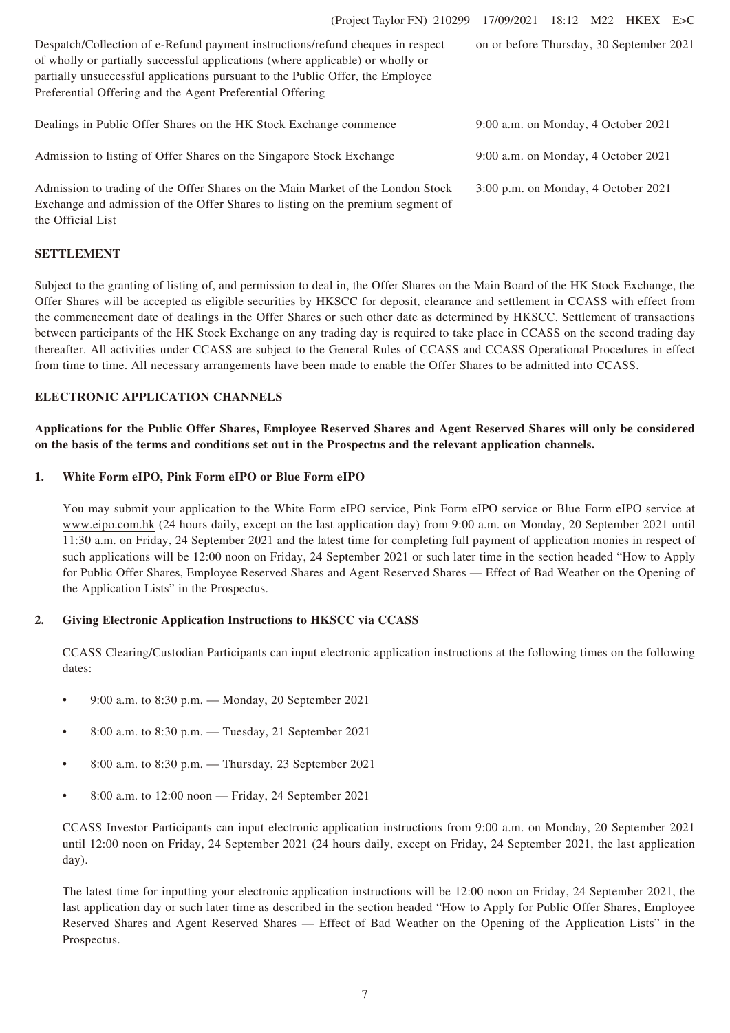| | |
|---|---|
| Despatch/Collection of e-Refund payment instructions/refund cheques in respect of wholly or partially successful applications (where applicable) or wholly or partially unsuccessful applications pursuant to the Public Offer, the Employee Preferential Offering and the Agent Preferential Offering | on or before Thursday, 30 September 2021 |
| Dealings in Public Offer Shares on the HK Stock Exchange commence | 9:00 a.m. on Monday, 4 October 2021 |
| Admission to listing of Offer Shares on the Singapore Stock Exchange | 9:00 a.m. on Monday, 4 October 2021 |
| Admission to trading of the Offer Shares on the Main Market of the London Stock Exchange and admission of the Offer Shares to listing on the premium segment of the Official List | 3:00 p.m. on Monday, 4 October 2021 |

## SETTLEMENT

Subject to the granting of listing of, and permission to deal in, the Offer Shares on the Main Board of the HK Stock Exchange, the Offer Shares will be accepted as eligible securities by HKSCC for deposit, clearance and settlement in CCASS with effect from the commencement date of dealings in the Offer Shares or such other date as determined by HKSCC. Settlement of transactions between participants of the HK Stock Exchange on any trading day is required to take place in CCASS on the second trading day thereafter. All activities under CCASS are subject to the General Rules of CCASS and CCASS Operational Procedures in effect from time to time. All necessary arrangements have been made to enable the Offer Shares to be admitted into CCASS.

## ELECTRONIC APPLICATION CHANNELS

**Applications for the Public Offer Shares, Employee Reserved Shares and Agent Reserved Shares will only be considered on the basis of the terms and conditions set out in the Prospectus and the relevant application channels.**

### 1. White Form eIPO, Pink Form eIPO or Blue Form eIPO

You may submit your application to the White Form eIPO service, Pink Form eIPO service or Blue Form eIPO service at www.eipo.com.hk (24 hours daily, except on the last application day) from 9:00 a.m. on Monday, 20 September 2021 until 11:30 a.m. on Friday, 24 September 2021 and the latest time for completing full payment of application monies in respect of such applications will be 12:00 noon on Friday, 24 September 2021 or such later time in the section headed "How to Apply for Public Offer Shares, Employee Reserved Shares and Agent Reserved Shares — Effect of Bad Weather on the Opening of the Application Lists" in the Prospectus.

### 2. Giving Electronic Application Instructions to HKSCC via CCASS

CCASS Clearing/Custodian Participants can input electronic application instructions at the following times on the following dates:

- 9:00 a.m. to 8:30 p.m. — Monday, 20 September 2021
- 8:00 a.m. to 8:30 p.m. — Tuesday, 21 September 2021
- 8:00 a.m. to 8:30 p.m. — Thursday, 23 September 2021
- 8:00 a.m. to 12:00 noon — Friday, 24 September 2021

CCASS Investor Participants can input electronic application instructions from 9:00 a.m. on Monday, 20 September 2021 until 12:00 noon on Friday, 24 September 2021 (24 hours daily, except on Friday, 24 September 2021, the last application day).

The latest time for inputting your electronic application instructions will be 12:00 noon on Friday, 24 September 2021, the last application day or such later time as described in the section headed "How to Apply for Public Offer Shares, Employee Reserved Shares and Agent Reserved Shares — Effect of Bad Weather on the Opening of the Application Lists" in the Prospectus.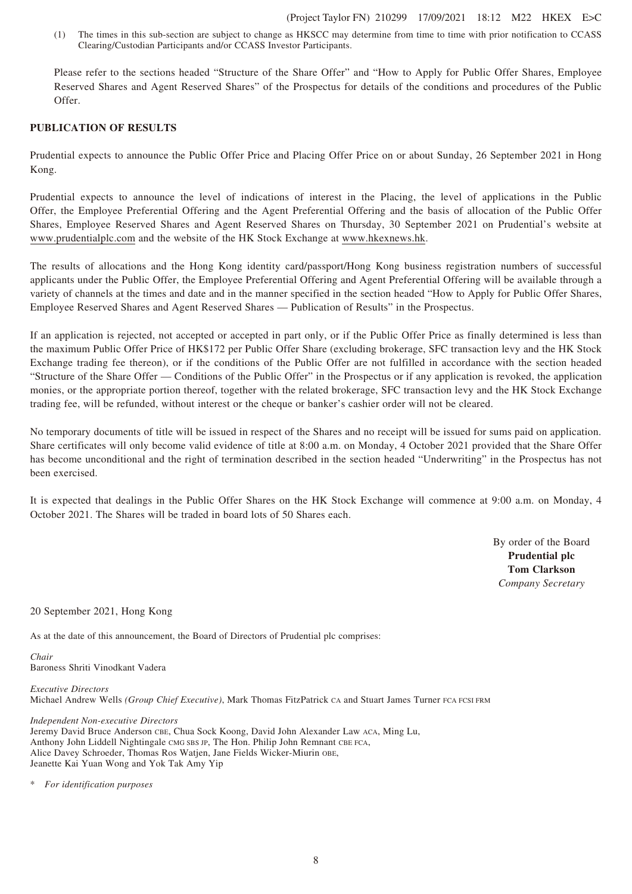(1) The times in this sub-section are subject to change as HKSCC may determine from time to time with prior notification to CCASS Clearing/Custodian Participants and/or CCASS Investor Participants.

Please refer to the sections headed "Structure of the Share Offer" and "How to Apply for Public Offer Shares, Employee Reserved Shares and Agent Reserved Shares" of the Prospectus for details of the conditions and procedures of the Public Offer.

## PUBLICATION OF RESULTS

Prudential expects to announce the Public Offer Price and Placing Offer Price on or about Sunday, 26 September 2021 in Hong Kong.

Prudential expects to announce the level of indications of interest in the Placing, the level of applications in the Public Offer, the Employee Preferential Offering and the Agent Preferential Offering and the basis of allocation of the Public Offer Shares, Employee Reserved Shares and Agent Reserved Shares on Thursday, 30 September 2021 on Prudential's website at www.prudentialplc.com and the website of the HK Stock Exchange at www.hkexnews.hk.

The results of allocations and the Hong Kong identity card/passport/Hong Kong business registration numbers of successful applicants under the Public Offer, the Employee Preferential Offering and Agent Preferential Offering will be available through a variety of channels at the times and date and in the manner specified in the section headed "How to Apply for Public Offer Shares, Employee Reserved Shares and Agent Reserved Shares — Publication of Results" in the Prospectus.

If an application is rejected, not accepted or accepted in part only, or if the Public Offer Price as finally determined is less than the maximum Public Offer Price of HK$172 per Public Offer Share (excluding brokerage, SFC transaction levy and the HK Stock Exchange trading fee thereon), or if the conditions of the Public Offer are not fulfilled in accordance with the section headed "Structure of the Share Offer — Conditions of the Public Offer" in the Prospectus or if any application is revoked, the application monies, or the appropriate portion thereof, together with the related brokerage, SFC transaction levy and the HK Stock Exchange trading fee, will be refunded, without interest or the cheque or banker's cashier order will not be cleared.

No temporary documents of title will be issued in respect of the Shares and no receipt will be issued for sums paid on application. Share certificates will only become valid evidence of title at 8:00 a.m. on Monday, 4 October 2021 provided that the Share Offer has become unconditional and the right of termination described in the section headed "Underwriting" in the Prospectus has not been exercised.

It is expected that dealings in the Public Offer Shares on the HK Stock Exchange will commence at 9:00 a.m. on Monday, 4 October 2021. The Shares will be traded in board lots of 50 Shares each.

By order of the Board
**Prudential plc**
**Tom Clarkson**
*Company Secretary*

20 September 2021, Hong Kong

As at the date of this announcement, the Board of Directors of Prudential plc comprises:

*Chair*
Baroness Shriti Vinodkant Vadera

*Executive Directors*
Michael Andrew Wells *(Group Chief Executive)*, Mark Thomas FitzPatrick CA and Stuart James Turner FCA FCSI FRM

*Independent Non-executive Directors*
Jeremy David Bruce Anderson CBE, Chua Sock Koong, David John Alexander Law ACA, Ming Lu, Anthony John Liddell Nightingale CMG SBS JP, The Hon. Philip John Remnant CBE FCA, Alice Davey Schroeder, Thomas Ros Watjen, Jane Fields Wicker-Miurin OBE, Jeanette Kai Yuan Wong and Yok Tak Amy Yip

\* *For identification purposes*